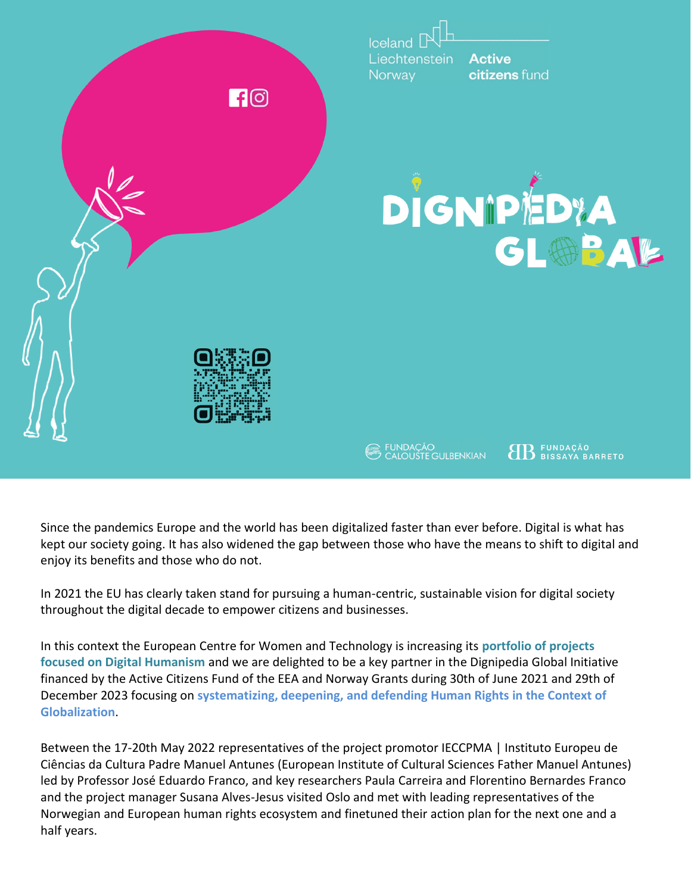Iceland
Liechtenstein
Norway

**Active citizens** fund

# DIGNIPEDIA GLOBAL

FUNDAÇÃO CALOUSTE GULBENKIAN

FUNDAÇÃO BISSAYA BARRETO

Since the pandemics Europe and the world has been digitalized faster than ever before. Digital is what has kept our society going. It has also widened the gap between those who have the means to shift to digital and enjoy its benefits and those who do not.

In 2021 the EU has clearly taken stand for pursuing a human-centric, sustainable vision for digital society throughout the digital decade to empower citizens and businesses.

In this context the European Centre for Women and Technology is increasing its **portfolio of projects focused on Digital Humanism** and we are delighted to be a key partner in the Dignipedia Global Initiative financed by the Active Citizens Fund of the EEA and Norway Grants during 30th of June 2021 and 29th of December 2023 focusing on **systematizing, deepening, and defending Human Rights in the Context of Globalization**.

Between the 17-20th May 2022 representatives of the project promotor IECCPMA | Instituto Europeu de Ciências da Cultura Padre Manuel Antunes (European Institute of Cultural Sciences Father Manuel Antunes) led by Professor José Eduardo Franco, and key researchers Paula Carreira and Florentino Bernardes Franco and the project manager Susana Alves-Jesus visited Oslo and met with leading representatives of the Norwegian and European human rights ecosystem and finetuned their action plan for the next one and a half years.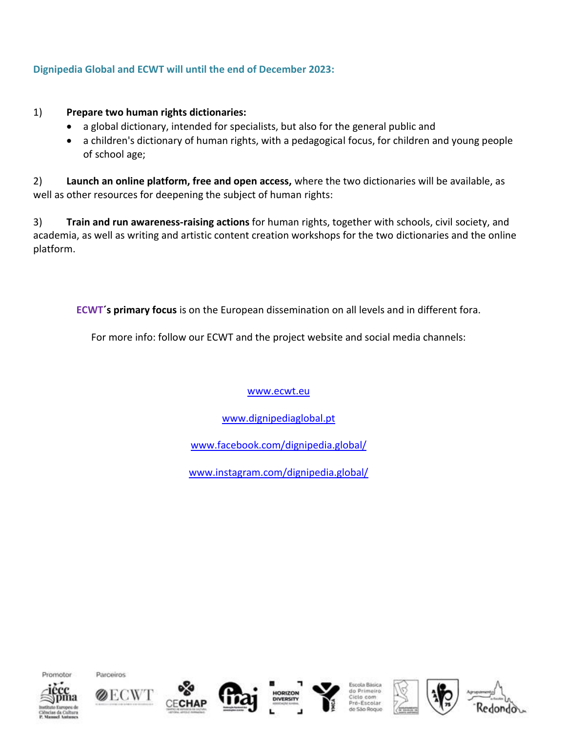**Dignipedia Global and ECWT will until the end of December 2023:**

1) **Prepare two human rights dictionaries:**
   - a global dictionary, intended for specialists, but also for the general public and
   - a children's dictionary of human rights, with a pedagogical focus, for children and young people of school age;

2) **Launch an online platform, free and open access,** where the two dictionaries will be available, as well as other resources for deepening the subject of human rights:

3) **Train and run awareness-raising actions** for human rights, together with schools, civil society, and academia, as well as writing and artistic content creation workshops for the two dictionaries and the online platform.

**ECWT´s primary focus** is on the European dissemination on all levels and in different fora.

For more info: follow our ECWT and the project website and social media channels:

www.ecwt.eu

www.dignipediaglobal.pt

www.facebook.com/dignipedia.global/

www.instagram.com/dignipedia.global/

Promotor

Parceiros